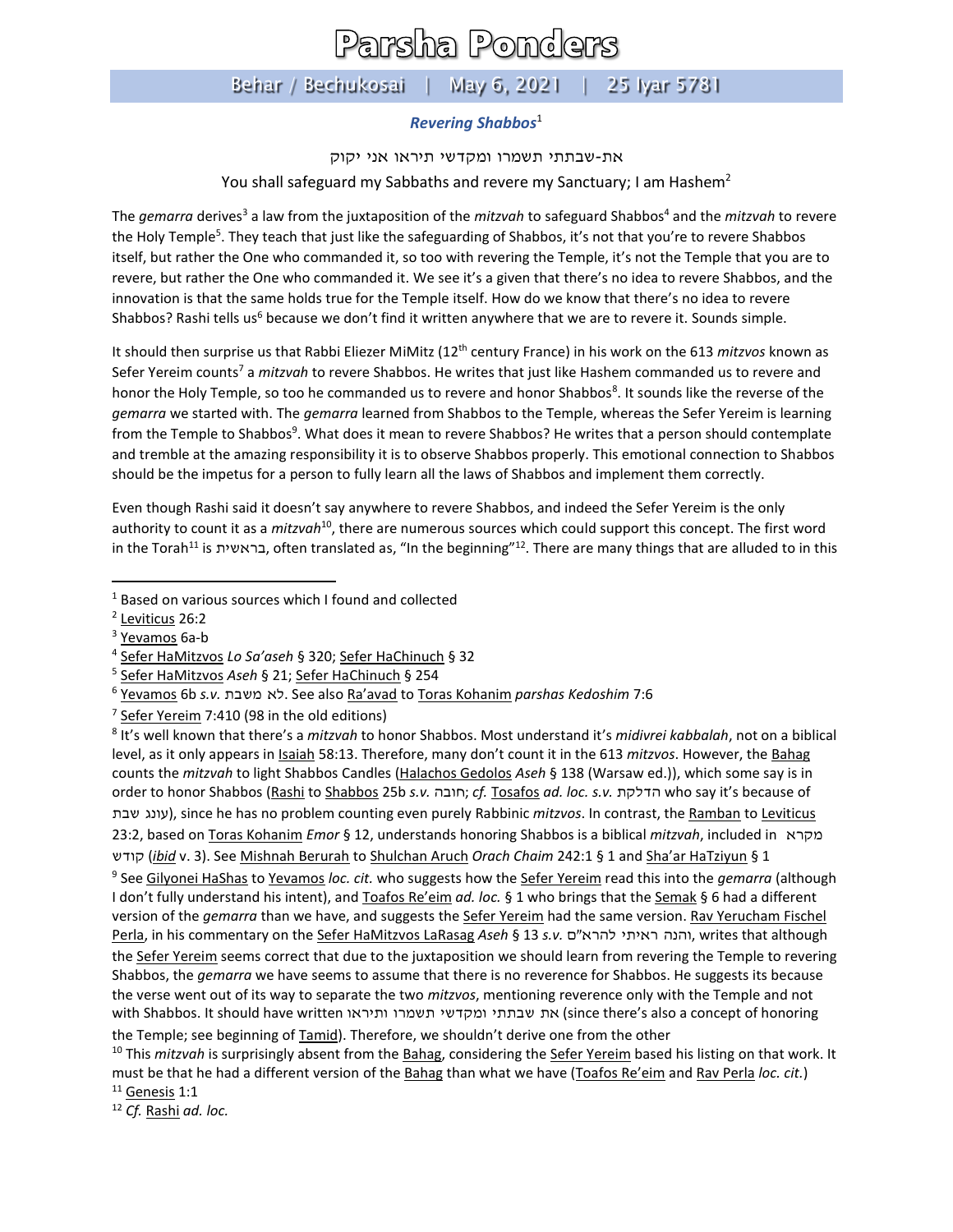# Parsha Ponders

## Behar / Bechukosai | May 6, 2021 | 25 Iyar 5781

### *Revering Shabbos*[1]

את-שבתתי תשמרו ומקדשי תיראו אני יקוק

You shall safeguard my Sabbaths and revere my Sanctuary; I am Hashem[2]

The *gemarra* derives[3] a law from the juxtaposition of the *mitzvah* to safeguard Shabbos[4] and the *mitzvah* to revere the Holy Temple[5]. They teach that just like the safeguarding of Shabbos, it's not that you're to revere Shabbos itself, but rather the One who commanded it, so too with revering the Temple, it's not the Temple that you are to revere, but rather the One who commanded it. We see it's a given that there's no idea to revere Shabbos, and the innovation is that the same holds true for the Temple itself. How do we know that there's no idea to revere Shabbos? Rashi tells us[6] because we don't find it written anywhere that we are to revere it. Sounds simple.

It should then surprise us that Rabbi Eliezer MiMitz (12th century France) in his work on the 613 *mitzvos* known as Sefer Yereim counts[7] a *mitzvah* to revere Shabbos. He writes that just like Hashem commanded us to revere and honor the Holy Temple, so too he commanded us to revere and honor Shabbos[8]. It sounds like the reverse of the *gemarra* we started with. The *gemarra* learned from Shabbos to the Temple, whereas the Sefer Yereim is learning from the Temple to Shabbos[9]. What does it mean to revere Shabbos? He writes that a person should contemplate and tremble at the amazing responsibility it is to observe Shabbos properly. This emotional connection to Shabbos should be the impetus for a person to fully learn all the laws of Shabbos and implement them correctly.

Even though Rashi said it doesn't say anywhere to revere Shabbos, and indeed the Sefer Yereim is the only authority to count it as a *mitzvah*[10], there are numerous sources which could support this concept. The first word in the Torah[11] is בראשית, often translated as, "In the beginning"[12]. There are many things that are alluded to in this

---

[1] Based on various sources which I found and collected

[2] Leviticus 26:2

[3] Yevamos 6a-b

[4] Sefer HaMitzvos *Lo Sa'aseh* § 320; Sefer HaChinuch § 32

[5] Sefer HaMitzvos *Aseh* § 21; Sefer HaChinuch § 254

[6] Yevamos 6b *s.v.* לא משבת. See also Ra'avad to Toras Kohanim *parshas Kedoshim* 7:6

[7] Sefer Yereim 7:410 (98 in the old editions)

[8] It's well known that there's a *mitzvah* to honor Shabbos. Most understand it's *midivrei kabbalah*, not on a biblical level, as it only appears in Isaiah 58:13. Therefore, many don't count it in the 613 *mitzvos*. However, the Bahag counts the *mitzvah* to light Shabbos Candles (Halachos Gedolos *Aseh* § 138 (Warsaw ed.)), which some say is in order to honor Shabbos (Rashi to Shabbos 25b *s.v.* חובה; *cf.* Tosafos *ad. loc. s.v.* הדלקת who say it's because of עונג שבת), since he has no problem counting even purely Rabbinic *mitzvos*. In contrast, the Ramban to Leviticus 23:2, based on Toras Kohanim *Emor* § 12, understands honoring Shabbos is a biblical *mitzvah*, included in מקרא קודש (*ibid* v. 3). See Mishnah Berurah to Shulchan Aruch *Orach Chaim* 242:1 § 1 and Sha'ar HaTziyun § 1

[9] See Gilyonei HaShas to Yevamos *loc. cit.* who suggests how the Sefer Yereim read this into the *gemarra* (although I don't fully understand his intent), and Toafos Re'eim *ad. loc.* § 1 who brings that the Semak § 6 had a different version of the *gemarra* than we have, and suggests the Sefer Yereim had the same version. Rav Yerucham Fischel Perla, in his commentary on the Sefer HaMitzvos LaRasag *Aseh* § 13 *s.v.* והנה ראיתי להרא"ם, writes that although the Sefer Yereim seems correct that due to the juxtaposition we should learn from revering the Temple to revering Shabbos, the *gemarra* we have seems to assume that there is no reverence for Shabbos. He suggests its because the verse went out of its way to separate the two *mitzvos*, mentioning reverence only with the Temple and not with Shabbos. It should have written את שבתתי ומקדשי תשמרו ותיראו (since there's also a concept of honoring the Temple; see beginning of Tamid). Therefore, we shouldn't derive one from the other

[10] This *mitzvah* is surprisingly absent from the Bahag, considering the Sefer Yereim based his listing on that work. It must be that he had a different version of the Bahag than what we have (Toafos Re'eim and Rav Perla *loc. cit.*)

[11] Genesis 1:1

[12] *Cf.* Rashi *ad. loc.*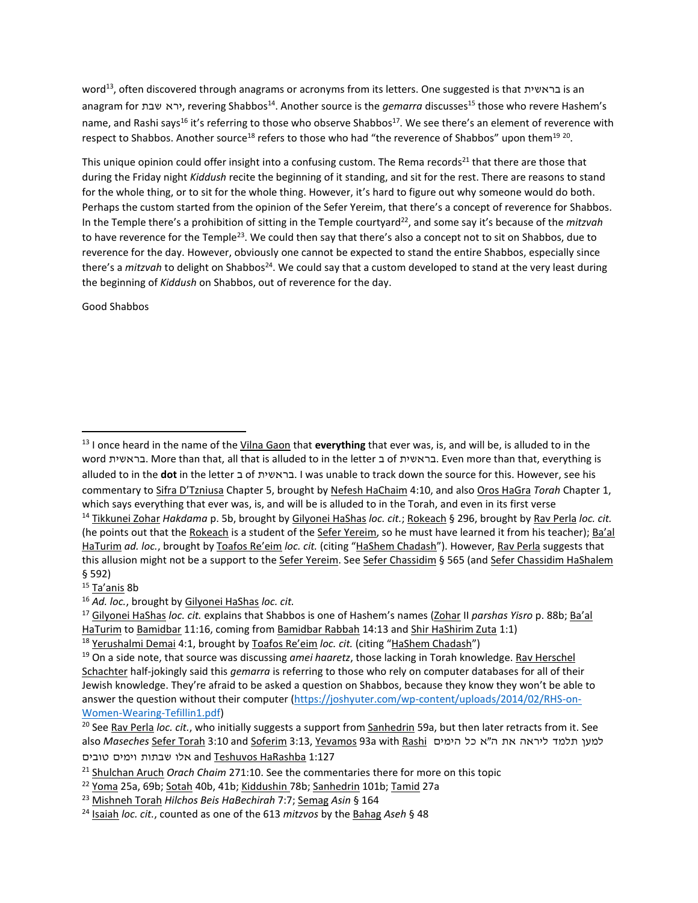word[13], often discovered through anagrams or acronyms from its letters. One suggested is that בראשית is an anagram for ירא שבת, revering Shabbos[14]. Another source is the *gemarra* discusses[15] those who revere Hashem's name, and Rashi says[16] it's referring to those who observe Shabbos[17]. We see there's an element of reverence with respect to Shabbos. Another source[18] refers to those who had "the reverence of Shabbos" upon them[19] [20].

This unique opinion could offer insight into a confusing custom. The Rema records[21] that there are those that during the Friday night *Kiddush* recite the beginning of it standing, and sit for the rest. There are reasons to stand for the whole thing, or to sit for the whole thing. However, it's hard to figure out why someone would do both. Perhaps the custom started from the opinion of the Sefer Yereim, that there's a concept of reverence for Shabbos. In the Temple there's a prohibition of sitting in the Temple courtyard[22], and some say it's because of the *mitzvah* to have reverence for the Temple[23]. We could then say that there's also a concept not to sit on Shabbos, due to reverence for the day. However, obviously one cannot be expected to stand the entire Shabbos, especially since there's a *mitzvah* to delight on Shabbos[24]. We could say that a custom developed to stand at the very least during the beginning of *Kiddush* on Shabbos, out of reverence for the day.

Good Shabbos

---

[13] I once heard in the name of the Vilna Gaon that **everything** that ever was, is, and will be, is alluded to in the word בראשית. More than that, all that is alluded to in the letter ב of בראשית. Even more than that, everything is alluded to in the **dot** in the letter ב of בראשית. I was unable to track down the source for this. However, see his commentary to Sifra D'Tzniusa Chapter 5, brought by Nefesh HaChaim 4:10, and also Oros HaGra *Torah* Chapter 1, which says everything that ever was, is, and will be is alluded to in the Torah, and even in its first verse

[14] Tikkunei Zohar *Hakdama* p. 5b, brought by Gilyonei HaShas *loc. cit.*; Rokeach § 296, brought by Rav Perla *loc. cit.* (he points out that the Rokeach is a student of the Sefer Yereim, so he must have learned it from his teacher); Ba'al HaTurim *ad. loc.*, brought by Toafos Re'eim *loc. cit.* (citing "HaShem Chadash"). However, Rav Perla suggests that this allusion might not be a support to the Sefer Yereim. See Sefer Chassidim § 565 (and Sefer Chassidim HaShalem § 592)

[15] Ta'anis 8b

[16] *Ad. loc.*, brought by Gilyonei HaShas *loc. cit.*

[17] Gilyonei HaShas *loc. cit.* explains that Shabbos is one of Hashem's names (Zohar II *parshas Yisro* p. 88b; Ba'al HaTurim to Bamidbar 11:16, coming from Bamidbar Rabbah 14:13 and Shir HaShirim Zuta 1:1)

[18] Yerushalmi Demai 4:1, brought by Toafos Re'eim *loc. cit.* (citing "HaShem Chadash")

[19] On a side note, that source was discussing *amei haaretz*, those lacking in Torah knowledge. Rav Herschel Schachter half-jokingly said this *gemarra* is referring to those who rely on computer databases for all of their Jewish knowledge. They're afraid to be asked a question on Shabbos, because they know they won't be able to answer the question without their computer (https://joshyuter.com/wp-content/uploads/2014/02/RHS-on-Women-Wearing-Tefillin1.pdf)

[20] See Rav Perla *loc. cit.*, who initially suggests a support from Sanhedrin 59a, but then later retracts from it. See also *Maseches* Sefer Torah 3:10 and Soferim 3:13, Yevamos 93a with Rashi למען תלמד ליראה את ה"א כל הימים אלו שבתות וימים טובים and Teshuvos HaRashba 1:127

[21] Shulchan Aruch *Orach Chaim* 271:10. See the commentaries there for more on this topic

[22] Yoma 25a, 69b; Sotah 40b, 41b; Kiddushin 78b; Sanhedrin 101b; Tamid 27a

[23] Mishneh Torah *Hilchos Beis HaBechirah* 7:7; Semag *Asin* § 164

[24] Isaiah *loc. cit.*, counted as one of the 613 *mitzvos* by the Bahag *Aseh* § 48